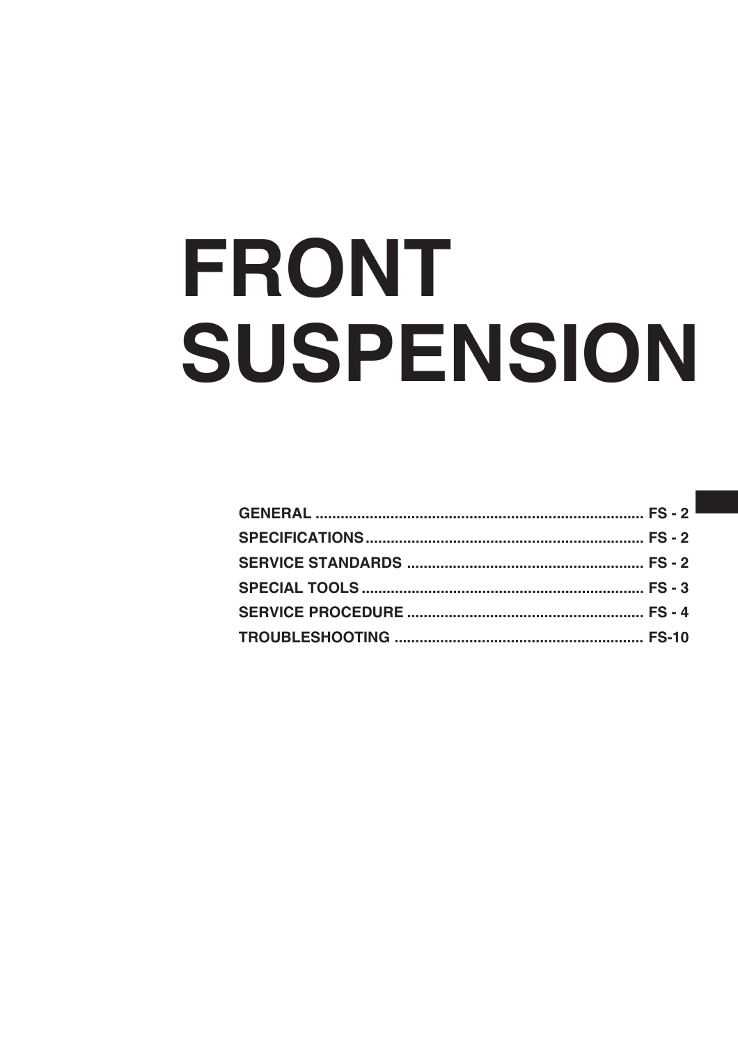# FRONT SUSPENSION

GENERAL ............................................................................... FS - 2
SPECIFICATIONS................................................................... FS - 2
SERVICE STANDARDS ......................................................... FS - 2
SPECIAL TOOLS .................................................................... FS - 3
SERVICE PROCEDURE ......................................................... FS - 4
TROUBLESHOOTING ............................................................ FS-10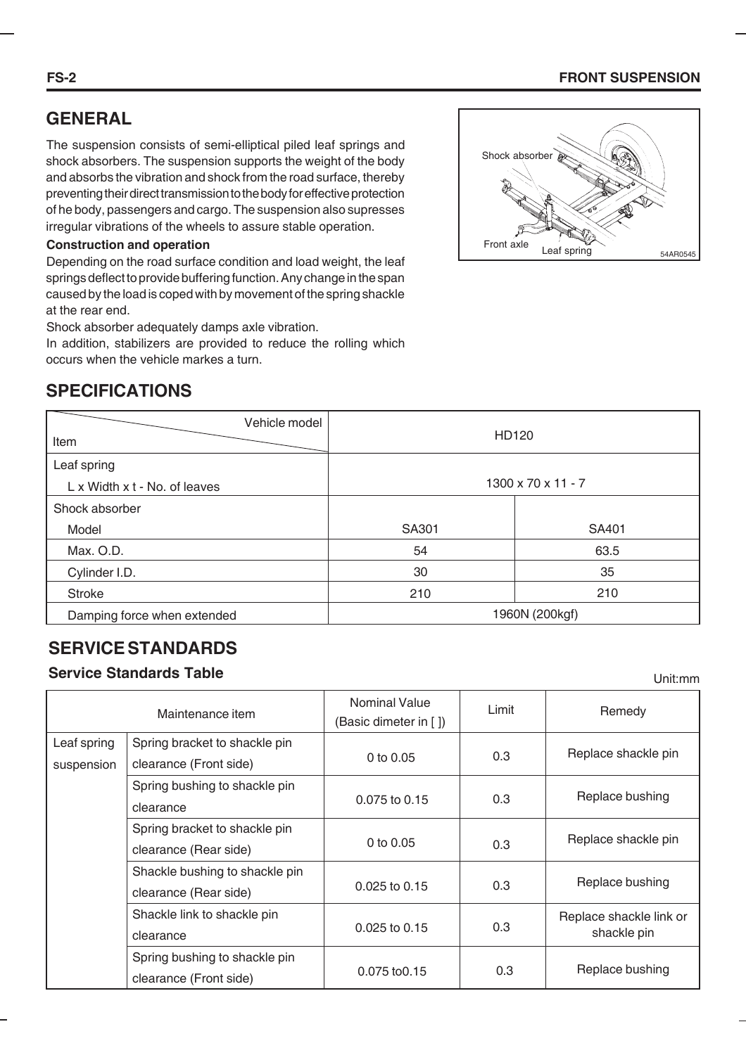## GENERAL

The suspension consists of semi-elliptical piled leaf springs and shock absorbers. The suspension supports the weight of the body and absorbs the vibration and shock from the road surface, thereby preventing their direct transmission to the body for effective protection of he body, passengers and cargo. The suspension also supresses irregular vibrations of the wheels to assure stable operation.

**Construction and operation**

Depending on the road surface condition and load weight, the leaf springs deflect to provide buffering function. Any change in the span caused by the load is coped with by movement of the spring shackle at the rear end.

Shock absorber adequately damps axle vibration.

In addition, stabilizers are provided to reduce the rolling which occurs when the vehicle markes a turn.

## SPECIFICATIONS

| Item \ Vehicle model | HD120 | |
|---|---|---|
| Leaf spring<br>L x Width x t - No. of leaves | 1300 x 70 x 11 - 7 | |
| Shock absorber<br>Model | SA301 | SA401 |
| Max. O.D. | 54 | 63.5 |
| Cylinder I.D. | 30 | 35 |
| Stroke | 210 | 210 |
| Damping force when extended | 1960N (200kgf) | |

## SERVICE STANDARDS

### Service Standards Table

Unit:mm

| Maintenance item | | Nominal Value (Basic dimeter in [ ]) | Limit | Remedy |
|---|---|---|---|---|
| Leaf spring suspension | Spring bracket to shackle pin clearance (Front side) | 0 to 0.05 | 0.3 | Replace shackle pin |
| | Spring bushing to shackle pin clearance | 0.075 to 0.15 | 0.3 | Replace bushing |
| | Spring bracket to shackle pin clearance (Rear side) | 0 to 0.05 | 0.3 | Replace shackle pin |
| | Shackle bushing to shackle pin clearance (Rear side) | 0.025 to 0.15 | 0.3 | Replace bushing |
| | Shackle link to shackle pin clearance | 0.025 to 0.15 | 0.3 | Replace shackle link or shackle pin |
| | Spring bushing to shackle pin clearance (Front side) | 0.075 to0.15 | 0.3 | Replace bushing |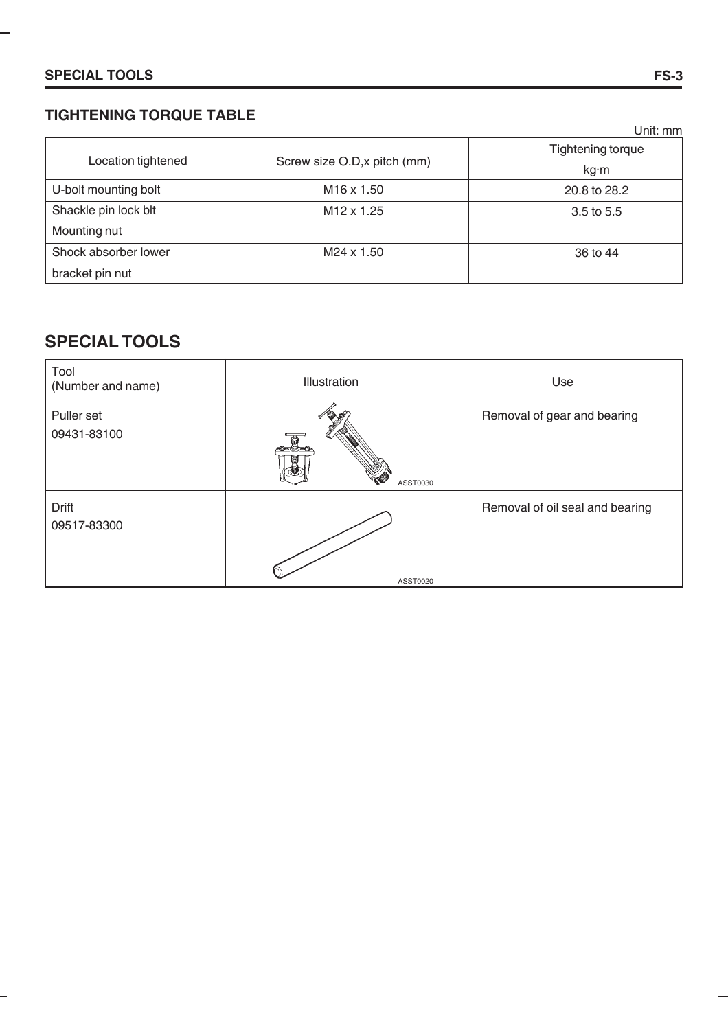## TIGHTENING TORQUE TABLE

Unit: mm

| Location tightened | Screw size O.D,x pitch (mm) | Tightening torque kg·m |
|---|---|---|
| U-bolt mounting bolt | M16 x 1.50 | 20.8 to 28.2 |
| Shackle pin lock blt Mounting nut | M12 x 1.25 | 3.5 to 5.5 |
| Shock absorber lower bracket pin nut | M24 x 1.50 | 36 to 44 |

## SPECIAL TOOLS

| Tool (Number and name) | Illustration | Use |
|---|---|---|
| Puller set 09431-83100 | ASST0030 | Removal of gear and bearing |
| Drift 09517-83300 | ASST0020 | Removal of oil seal and bearing |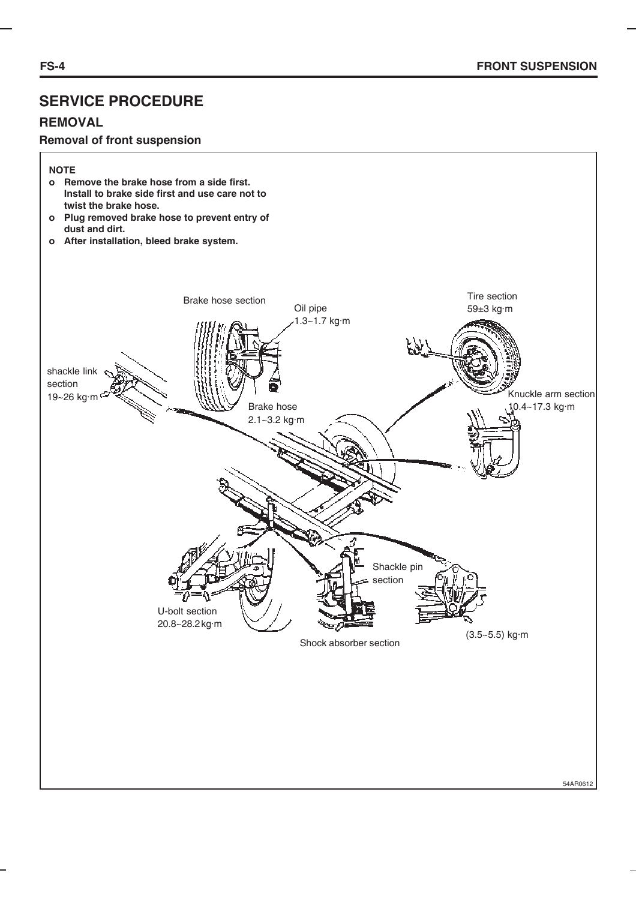# SERVICE PROCEDURE

## REMOVAL

### Removal of front suspension

**NOTE**

- **Remove the brake hose from a side first. Install to brake side first and use care not to twist the brake hose.**
- **Plug removed brake hose to prevent entry of dust and dirt.**
- **After installation, bleed brake system.**

Brake hose section

Oil pipe
1.3~1.7 kg·m

Tire section
59±3 kg·m

shackle link section
19~26 kg·m

Brake hose
2.1~3.2 kg·m

Knuckle arm section
10.4~17.3 kg·m

Shackle pin section

U-bolt section
20.8~28.2 kg·m

Shock absorber section

(3.5~5.5) kg·m

54AR0612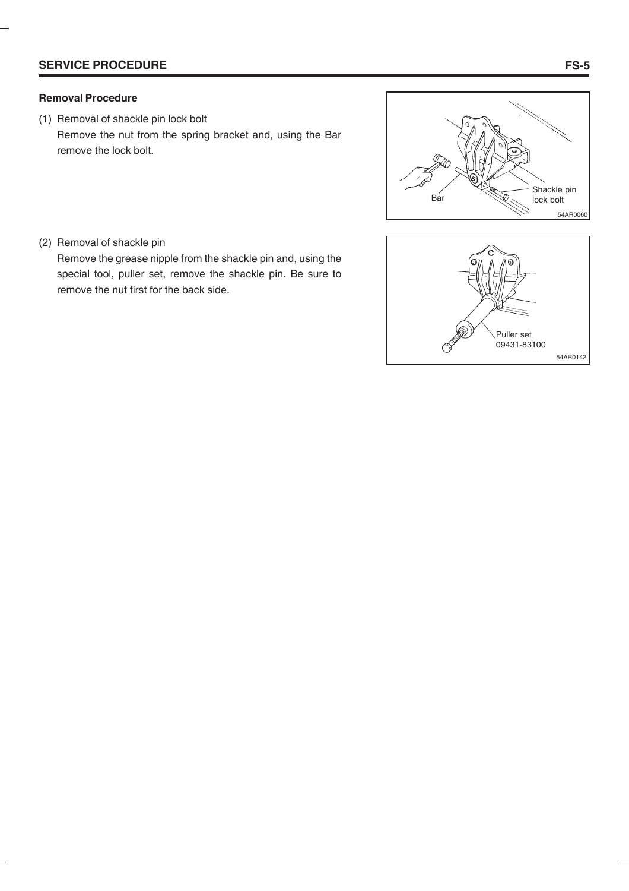## Removal Procedure

(1) Removal of shackle pin lock bolt

Remove the nut from the spring bracket and, using the Bar remove the lock bolt.

(2) Removal of shackle pin

Remove the grease nipple from the shackle pin and, using the special tool, puller set, remove the shackle pin. Be sure to remove the nut first for the back side.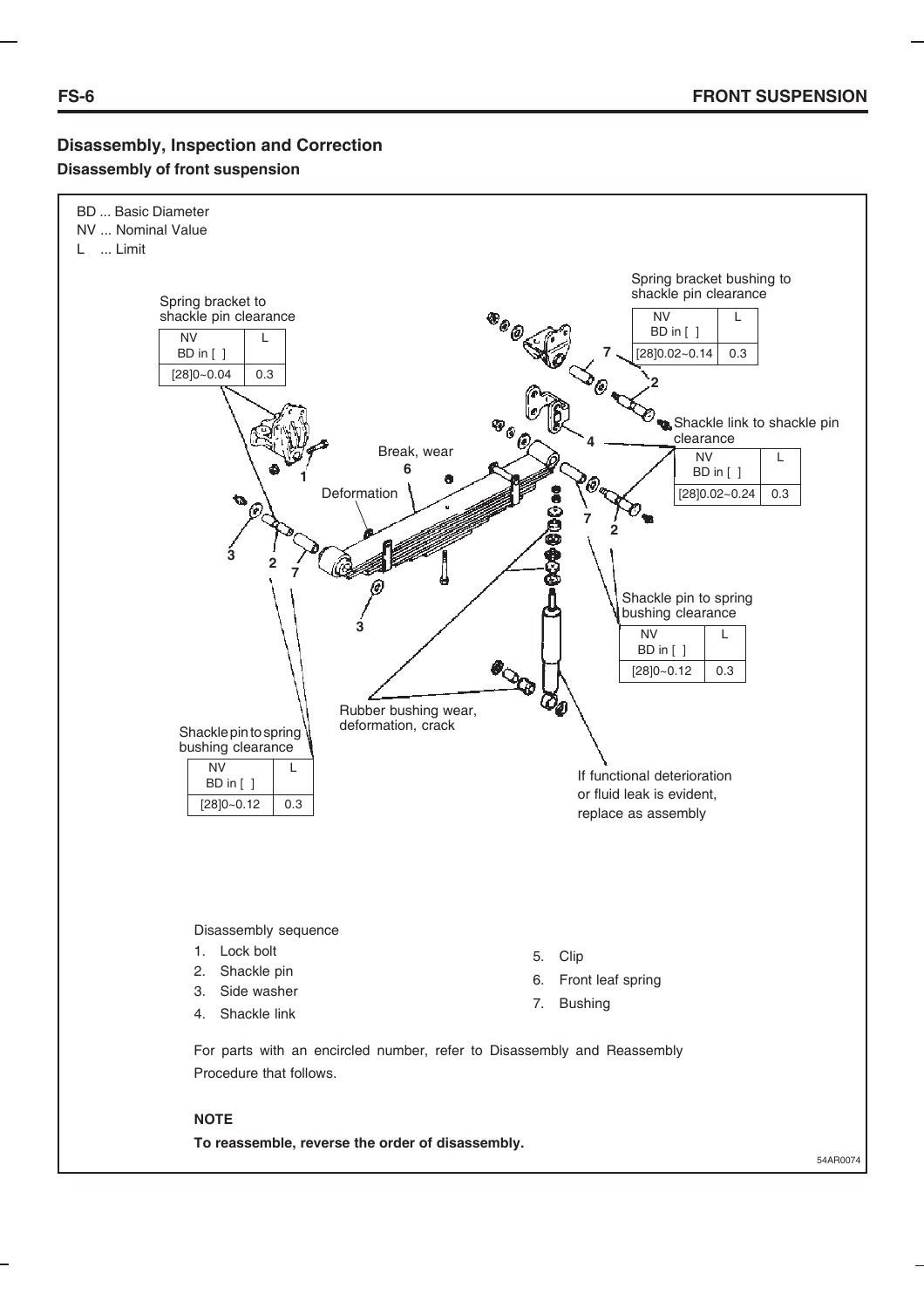## Disassembly, Inspection and Correction

### Disassembly of front suspension

BD ... Basic Diameter
NV ... Nominal Value
L ... Limit

Spring bracket to shackle pin clearance

| NV BD in [ ] | L |
|---|---|
| [28]0~0.04 | 0.3 |

Spring bracket bushing to shackle pin clearance

| NV BD in [ ] | L |
|---|---|
| [28]0.02~0.14 | 0.3 |

Shackle link to shackle pin clearance

| NV BD in [ ] | L |
|---|---|
| [28]0.02~0.24 | 0.3 |

Shackle pin to spring bushing clearance

| NV BD in [ ] | L |
|---|---|
| [28]0~0.12 | 0.3 |

Shackle pin to spring bushing clearance

| NV BD in [ ] | L |
|---|---|
| [28]0~0.12 | 0.3 |

Break, wear

Deformation

Rubber bushing wear, deformation, crack

If functional deterioration or fluid leak is evident, replace as assembly

Disassembly sequence

1. Lock bolt
2. Shackle pin
3. Side washer
4. Shackle link
5. Clip
6. Front leaf spring
7. Bushing

For parts with an encircled number, refer to Disassembly and Reassembly Procedure that follows.

**NOTE**

**To reassemble, reverse the order of disassembly.**

54AR0074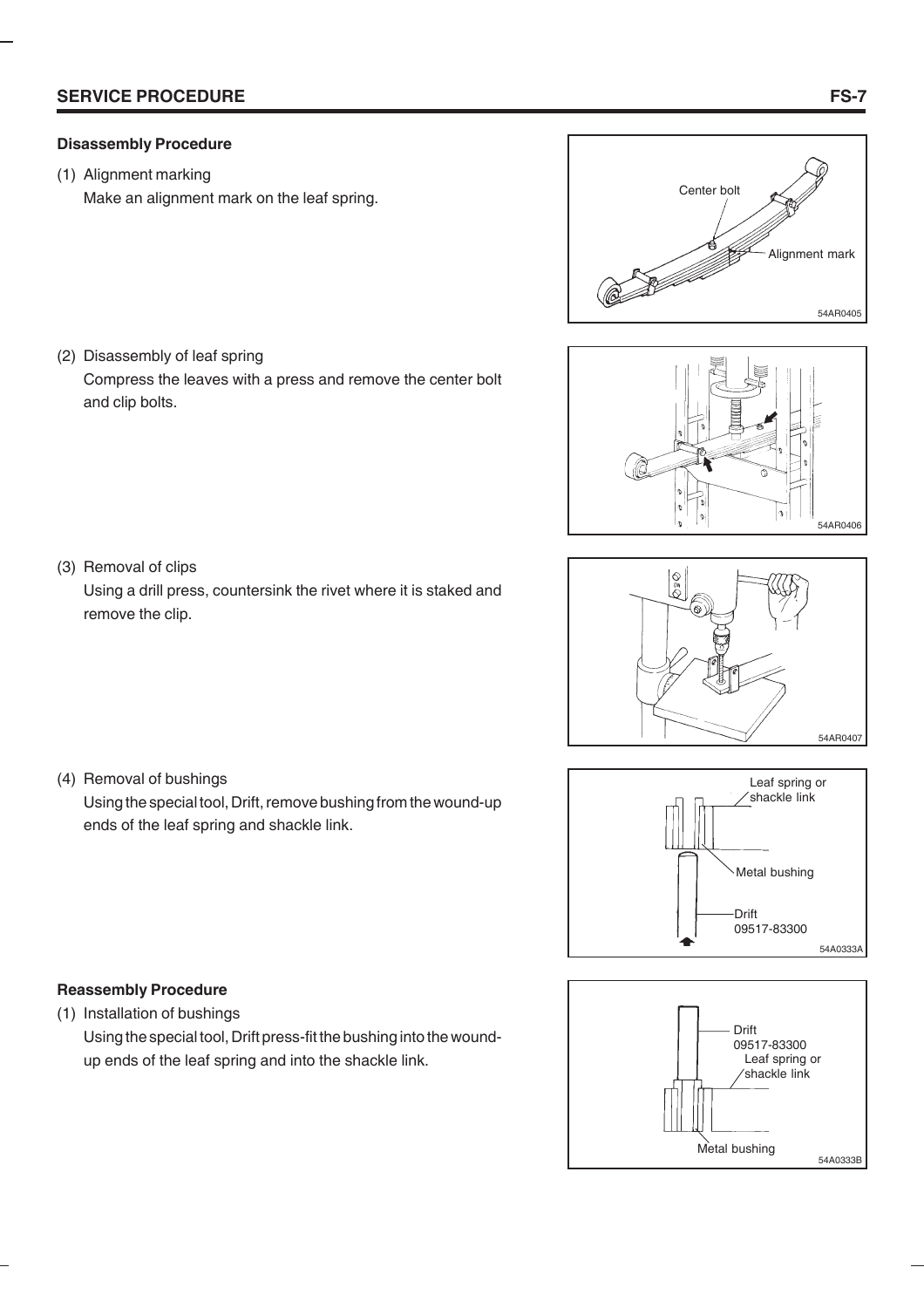## Disassembly Procedure

(1) Alignment marking
Make an alignment mark on the leaf spring.

(2) Disassembly of leaf spring
Compress the leaves with a press and remove the center bolt and clip bolts.

(3) Removal of clips
Using a drill press, countersink the rivet where it is staked and remove the clip.

(4) Removal of bushings
Using the special tool, Drift, remove bushing from the wound-up ends of the leaf spring and shackle link.

## Reassembly Procedure

(1) Installation of bushings
Using the special tool, Drift press-fit the bushing into the wound-up ends of the leaf spring and into the shackle link.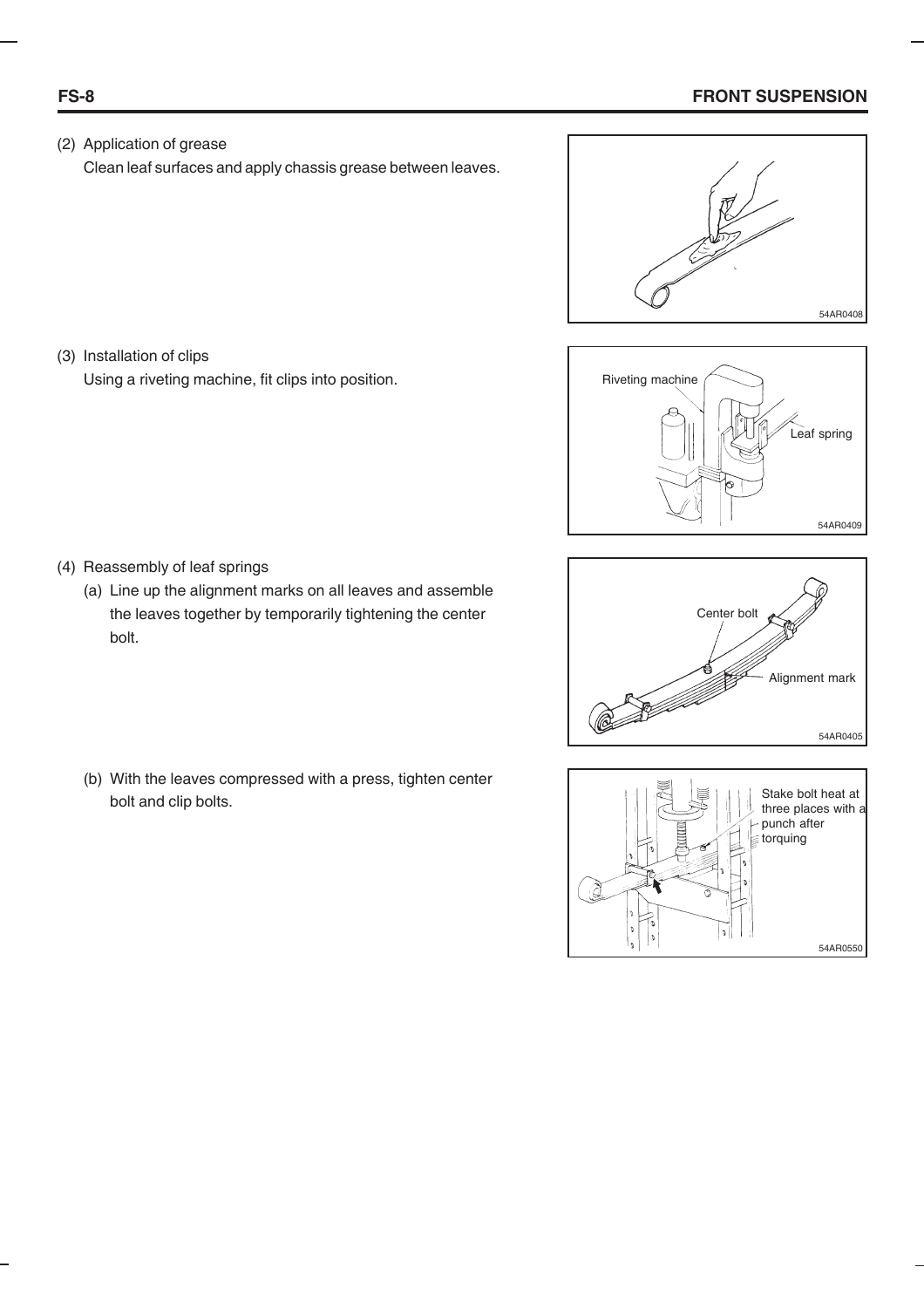(2) Application of grease

Clean leaf surfaces and apply chassis grease between leaves.

(3) Installation of clips

Using a riveting machine, fit clips into position.

(4) Reassembly of leaf springs

(a) Line up the alignment marks on all leaves and assemble the leaves together by temporarily tightening the center bolt.

(b) With the leaves compressed with a press, tighten center bolt and clip bolts.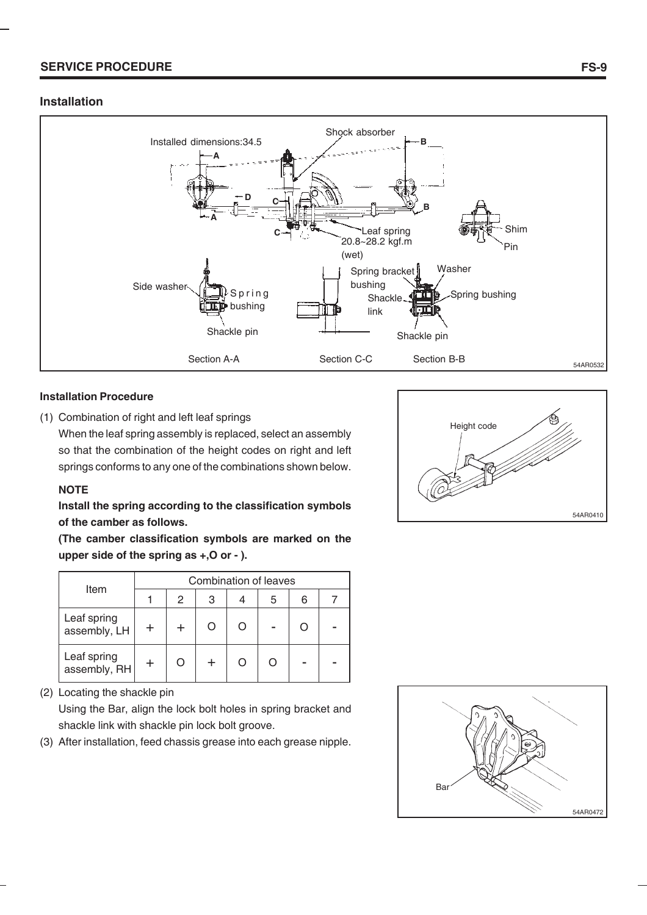## Installation

Installed dimensions:34.5

Shock absorber

Leaf spring
20.8~28.2 kgf.m
(wet)

Shim

Pin

Side washer

Spring bushing

Shackle pin

Spring bracket bushing

Washer

Shackle link

Spring bushing

Shackle pin

Section A-A

Section C-C

Section B-B

54AR0532

### Installation Procedure

(1) Combination of right and left leaf springs

When the leaf spring assembly is replaced, select an assembly so that the combination of the height codes on right and left springs conforms to any one of the combinations shown below.

**NOTE**

**Install the spring according to the classification symbols of the camber as follows.**

**(The camber classification symbols are marked on the upper side of the spring as +,O or - ).**

Height code

54AR0410

| Item | Combination of leaves | | | | | | |
|---|---|---|---|---|---|---|---|
| | 1 | 2 | 3 | 4 | 5 | 6 | 7 |
| Leaf spring assembly, LH | + | + | O | O | - | O | - |
| Leaf spring assembly, RH | + | O | + | O | O | - | - |

(2) Locating the shackle pin

Using the Bar, align the lock bolt holes in spring bracket and shackle link with shackle pin lock bolt groove.

(3) After installation, feed chassis grease into each grease nipple.

Bar

54AR0472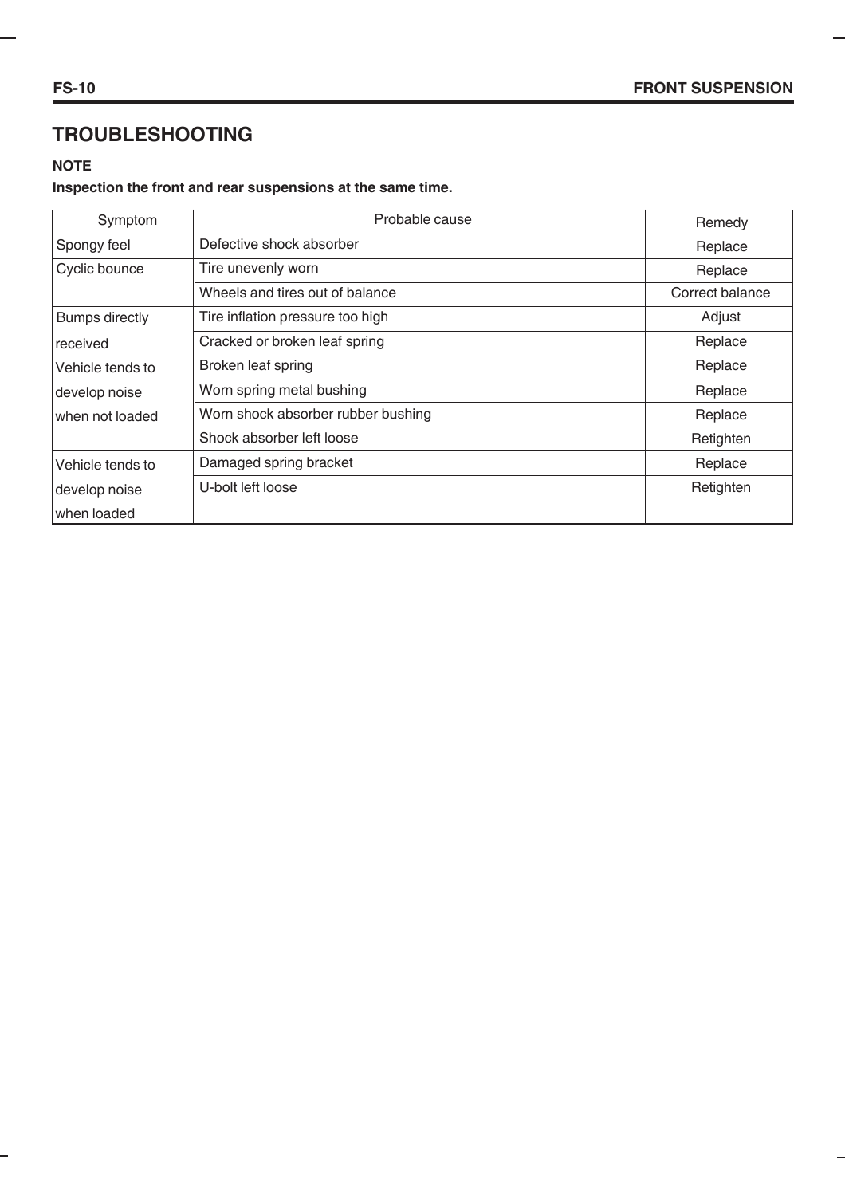# TROUBLESHOOTING

**NOTE**

**Inspection the front and rear suspensions at the same time.**

| Symptom | Probable cause | Remedy |
|---|---|---|
| Spongy feel | Defective shock absorber | Replace |
| Cyclic bounce | Tire unevenly worn | Replace |
| | Wheels and tires out of balance | Correct balance |
| Bumps directly received | Tire inflation pressure too high | Adjust |
| | Cracked or broken leaf spring | Replace |
| Vehicle tends to develop noise when not loaded | Broken leaf spring | Replace |
| | Worn spring metal bushing | Replace |
| | Worn shock absorber rubber bushing | Replace |
| | Shock absorber left loose | Retighten |
| Vehicle tends to develop noise when loaded | Damaged spring bracket | Replace |
| | U-bolt left loose | Retighten |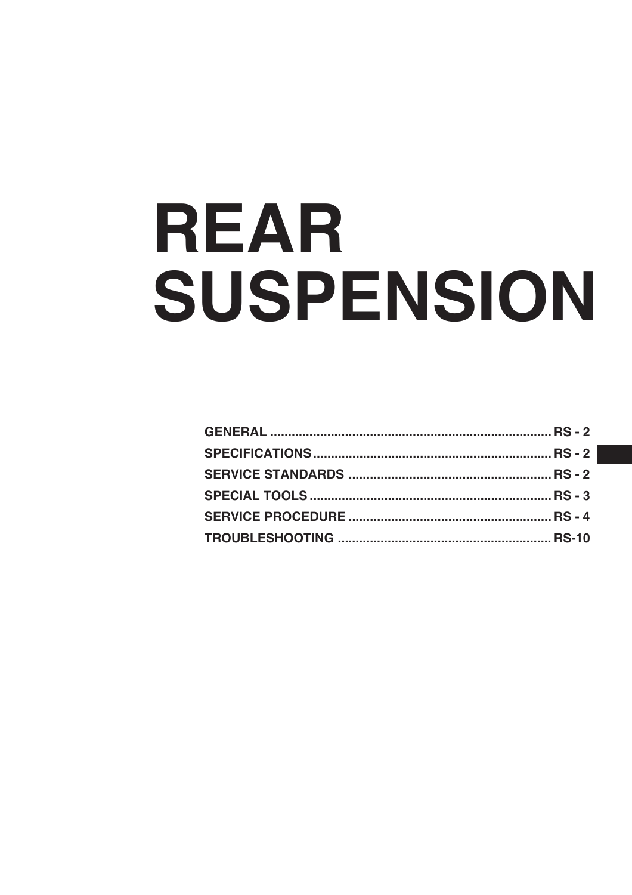# REAR SUSPENSION

| | |
|---|---|
| GENERAL | RS - 2 |
| SPECIFICATIONS | RS - 2 |
| SERVICE STANDARDS | RS - 2 |
| SPECIAL TOOLS | RS - 3 |
| SERVICE PROCEDURE | RS - 4 |
| TROUBLESHOOTING | RS-10 |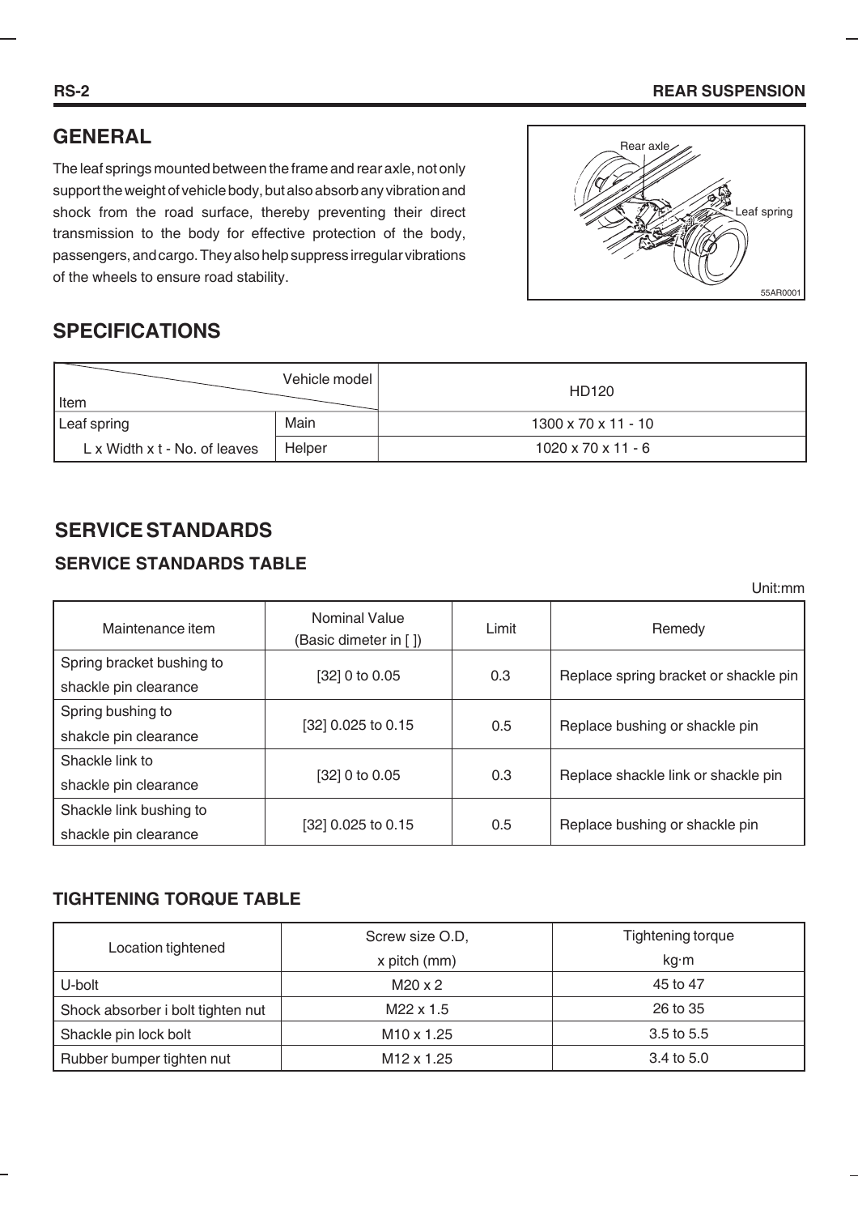## GENERAL

The leaf springs mounted between the frame and rear axle, not only support the weight of vehicle body, but also absorb any vibration and shock from the road surface, thereby preventing their direct transmission to the body for effective protection of the body, passengers, and cargo. They also help suppress irregular vibrations of the wheels to ensure road stability.

## SPECIFICATIONS

| Item \ Vehicle model | | HD120 |
|---|---|---|
| Leaf spring | Main | 1300 x 70 x 11 - 10 |
| L x Width x t - No. of leaves | Helper | 1020 x 70 x 11 - 6 |

## SERVICE STANDARDS

### SERVICE STANDARDS TABLE

Unit:mm

| Maintenance item | Nominal Value (Basic dimeter in [ ]) | Limit | Remedy |
|---|---|---|---|
| Spring bracket bushing to shackle pin clearance | [32] 0 to 0.05 | 0.3 | Replace spring bracket or shackle pin |
| Spring bushing to shakcle pin clearance | [32] 0.025 to 0.15 | 0.5 | Replace bushing or shackle pin |
| Shackle link to shackle pin clearance | [32] 0 to 0.05 | 0.3 | Replace shackle link or shackle pin |
| Shackle link bushing to shackle pin clearance | [32] 0.025 to 0.15 | 0.5 | Replace bushing or shackle pin |

### TIGHTENING TORQUE TABLE

| Location tightened | Screw size O.D, x pitch (mm) | Tightening torque kg·m |
|---|---|---|
| U-bolt | M20 x 2 | 45 to 47 |
| Shock absorber i bolt tighten nut | M22 x 1.5 | 26 to 35 |
| Shackle pin lock bolt | M10 x 1.25 | 3.5 to 5.5 |
| Rubber bumper tighten nut | M12 x 1.25 | 3.4 to 5.0 |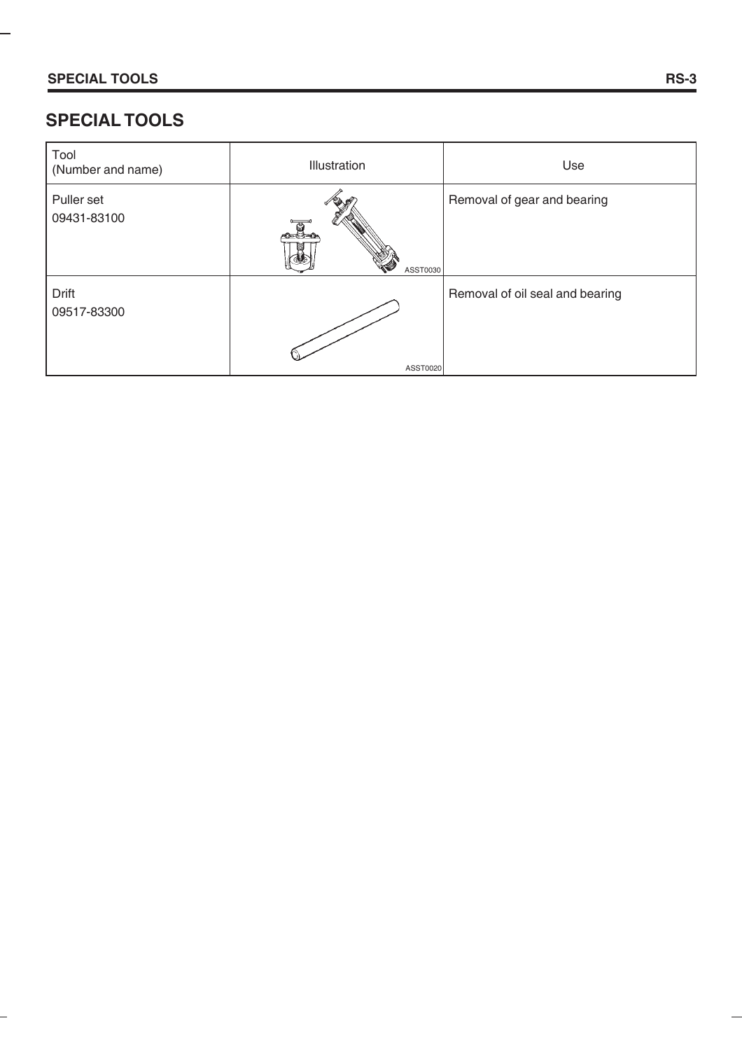# SPECIAL TOOLS

| Tool (Number and name) | Illustration | Use |
|---|---|---|
| Puller set 09431-83100 | ASST0030 | Removal of gear and bearing |
| Drift 09517-83300 | ASST0020 | Removal of oil seal and bearing |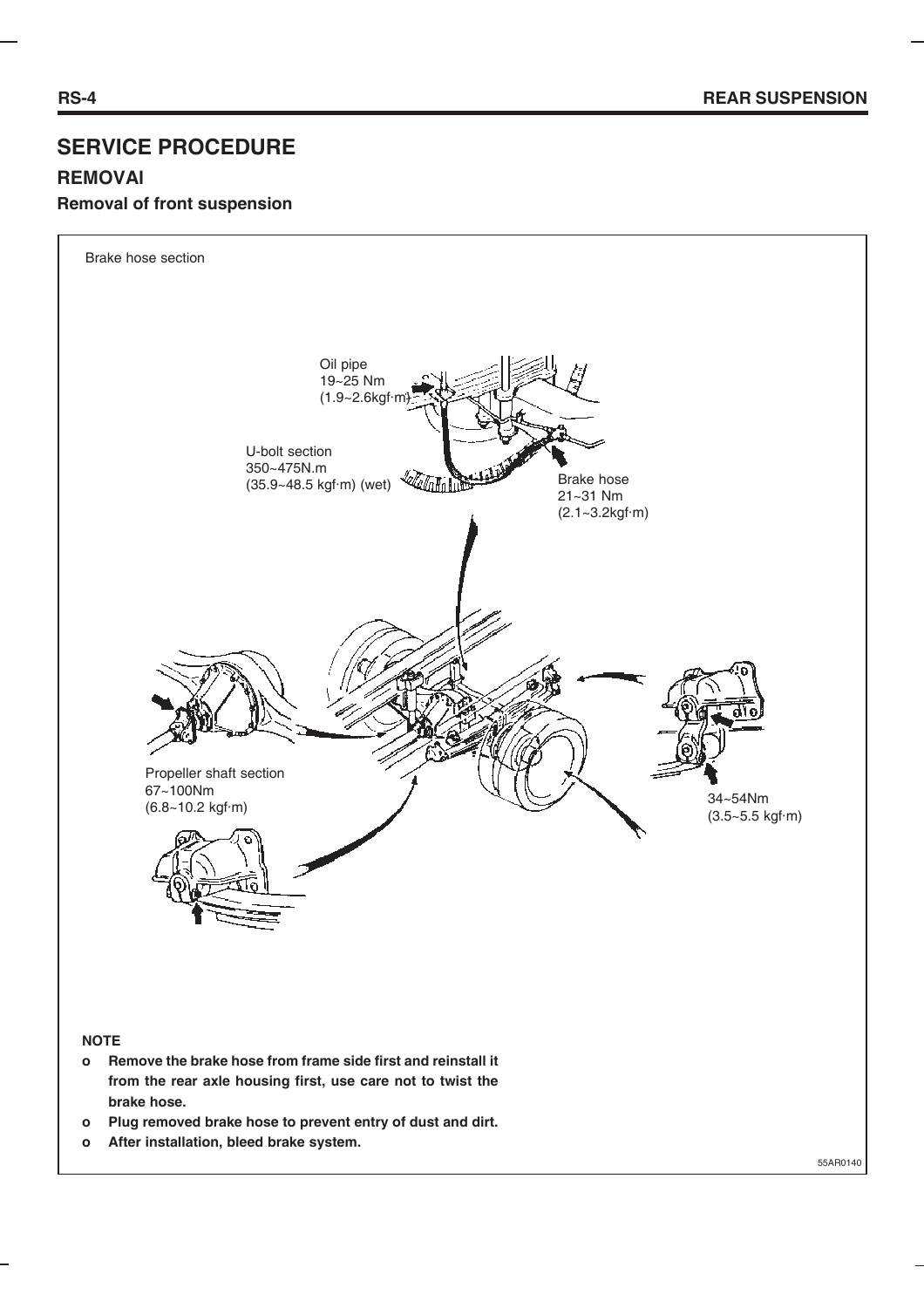# SERVICE PROCEDURE

## REMOVAl

### Removal of front suspension

Brake hose section

Oil pipe
19~25 Nm
(1.9~2.6kgf·m)

U-bolt section
350~475N.m
(35.9~48.5 kgf·m) (wet)

Brake hose
21~31 Nm
(2.1~3.2kgf·m)

Propeller shaft section
67~100Nm
(6.8~10.2 kgf·m)

34~54Nm
(3.5~5.5 kgf·m)

**NOTE**

- **Remove the brake hose from frame side first and reinstall it from the rear axle housing first, use care not to twist the brake hose.**
- **Plug removed brake hose to prevent entry of dust and dirt.**
- **After installation, bleed brake system.**

55AR0140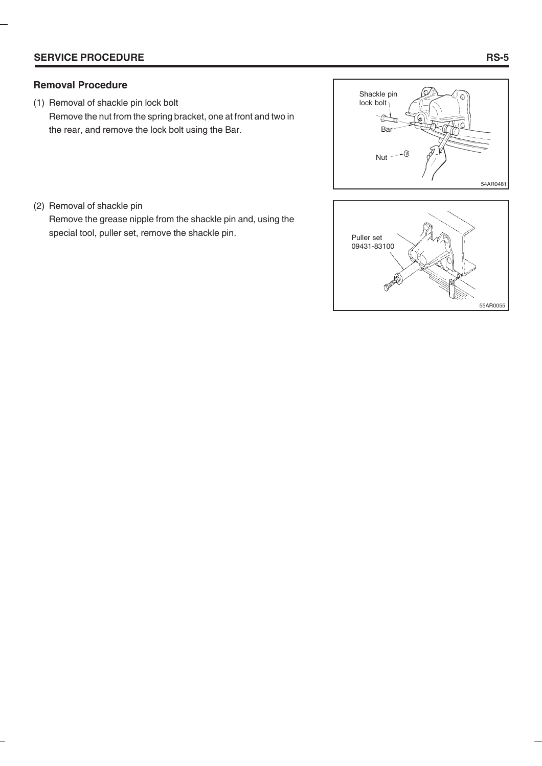## Removal Procedure

(1) Removal of shackle pin lock bolt
Remove the nut from the spring bracket, one at front and two in the rear, and remove the lock bolt using the Bar.

(2) Removal of shackle pin
Remove the grease nipple from the shackle pin and, using the special tool, puller set, remove the shackle pin.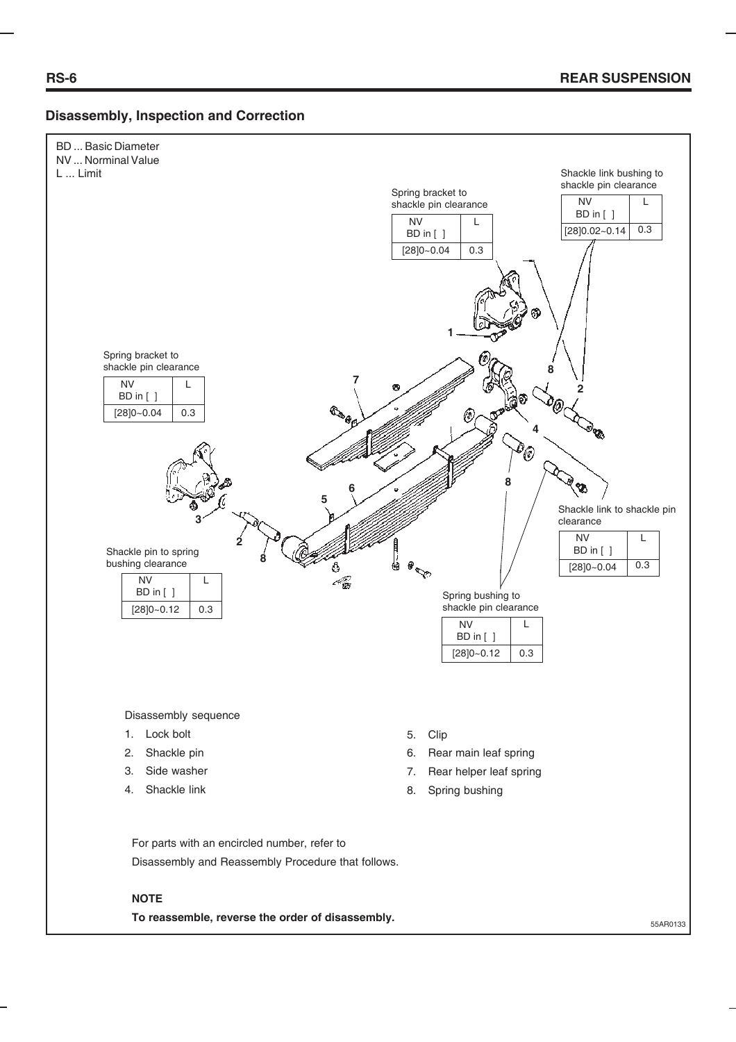## Disassembly, Inspection and Correction

BD ... Basic Diameter
NV ... Norminal Value
L ... Limit

Spring bracket to shackle pin clearance

| NV BD in [ ] | L |
|---|---|
| [28]0~0.04 | 0.3 |

Shackle link bushing to shackle pin clearance

| NV BD in [ ] | L |
|---|---|
| [28]0.02~0.14 | 0.3 |

Spring bracket to shackle pin clearance

| NV BD in [ ] | L |
|---|---|
| [28]0~0.04 | 0.3 |

Shackle link to shackle pin clearance

| NV BD in [ ] | L |
|---|---|
| [28]0~0.04 | 0.3 |

Shackle pin to spring bushing clearance

| NV BD in [ ] | L |
|---|---|
| [28]0~0.12 | 0.3 |

Spring bushing to shackle pin clearance

| NV BD in [ ] | L |
|---|---|
| [28]0~0.12 | 0.3 |

Disassembly sequence

1. Lock bolt
2. Shackle pin
3. Side washer
4. Shackle link
5. Clip
6. Rear main leaf spring
7. Rear helper leaf spring
8. Spring bushing

For parts with an encircled number, refer to Disassembly and Reassembly Procedure that follows.

**NOTE**

**To reassemble, reverse the order of disassembly.**

55AR0133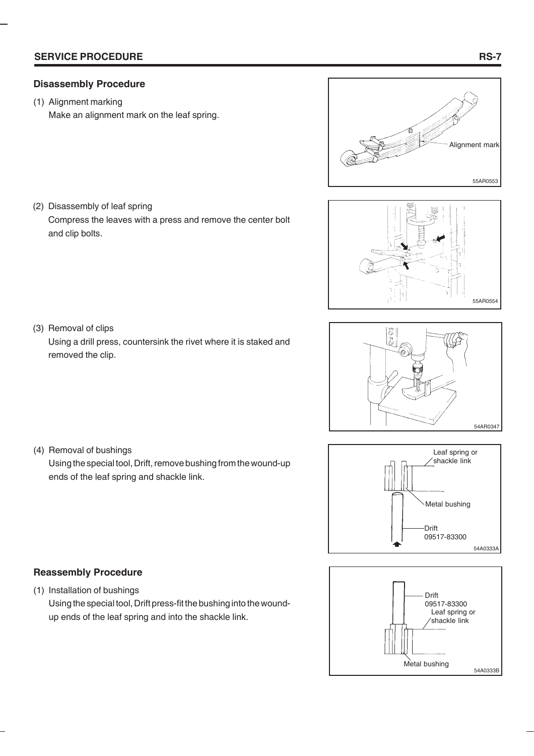## Disassembly Procedure

(1) Alignment marking

Make an alignment mark on the leaf spring.

Alignment mark

55AR0553

(2) Disassembly of leaf spring

Compress the leaves with a press and remove the center bolt and clip bolts.

55AR0554

(3) Removal of clips

Using a drill press, countersink the rivet where it is staked and removed the clip.

54AR0347

(4) Removal of bushings

Using the special tool, Drift, remove bushing from the wound-up ends of the leaf spring and shackle link.

Leaf spring or shackle link

Metal bushing

Drift 09517-83300

54A0333A

## Reassembly Procedure

(1) Installation of bushings

Using the special tool, Drift press-fit the bushing into the wound-up ends of the leaf spring and into the shackle link.

Drift 09517-83300

Leaf spring or shackle link

Metal bushing

54A0333B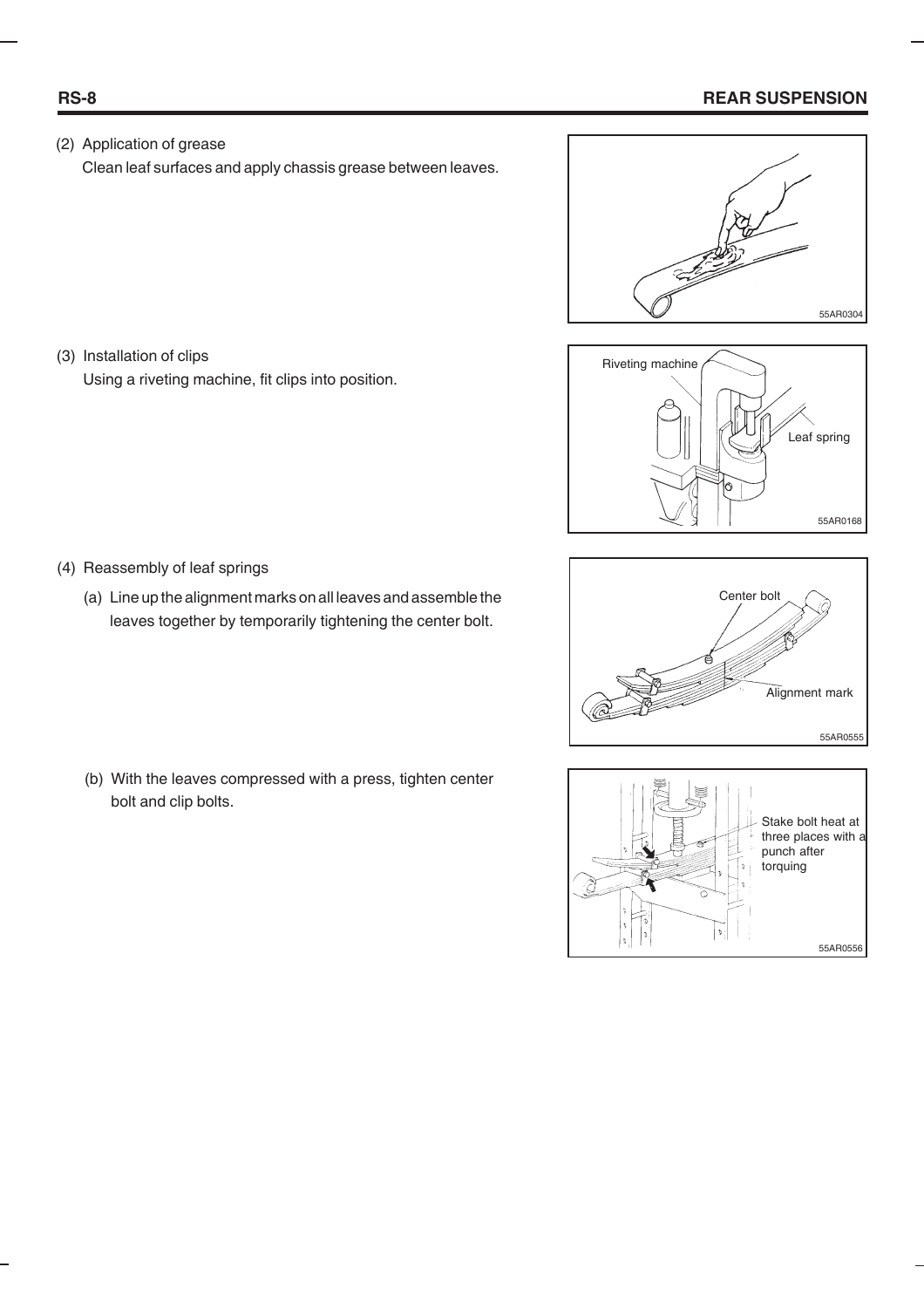(2) Application of grease

Clean leaf surfaces and apply chassis grease between leaves.

(3) Installation of clips

Using a riveting machine, fit clips into position.

(4) Reassembly of leaf springs

(a) Line up the alignment marks on all leaves and assemble the leaves together by temporarily tightening the center bolt.

(b) With the leaves compressed with a press, tighten center bolt and clip bolts.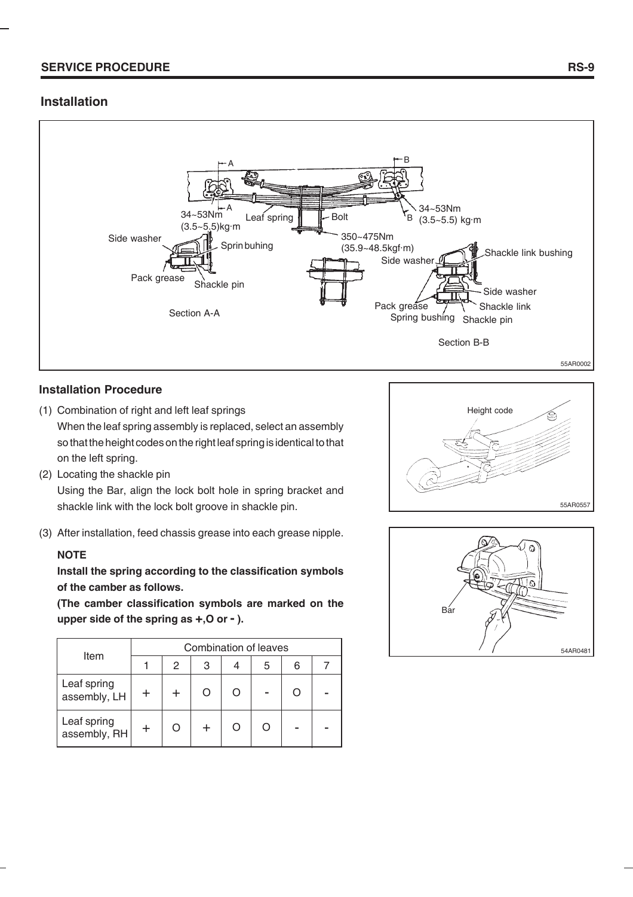## Installation

34~53Nm (3.5~5.5)kg·m

Leaf spring

Bolt

34~53Nm (3.5~5.5) kg·m

Side washer

Sprin buhing

350~475Nm (35.9~48.5kgf·m)

Side washer

Shackle link bushing

Pack grease

Shackle pin

Side washer

Pack grease

Shackle link

Spring bushing

Shackle pin

Section A-A

Section B-B

55AR0002

### Installation Procedure

(1) Combination of right and left leaf springs
    When the leaf spring assembly is replaced, select an assembly so that the height codes on the right leaf spring is identical to that on the left spring.

(2) Locating the shackle pin
    Using the Bar, align the lock bolt hole in spring bracket and shackle link with the lock bolt groove in shackle pin.

(3) After installation, feed chassis grease into each grease nipple.

**NOTE**

**Install the spring according to the classification symbols of the camber as follows.**

**(The camber classification symbols are marked on the upper side of the spring as +,O or - ).**

| Item | Combination of leaves | | | | | | |
|---|---|---|---|---|---|---|---|
| | 1 | 2 | 3 | 4 | 5 | 6 | 7 |
| Leaf spring assembly, LH | + | + | O | O | - | O | - |
| Leaf spring assembly, RH | + | O | + | O | O | - | - |

Height code

55AR0557

Bar

54AR0481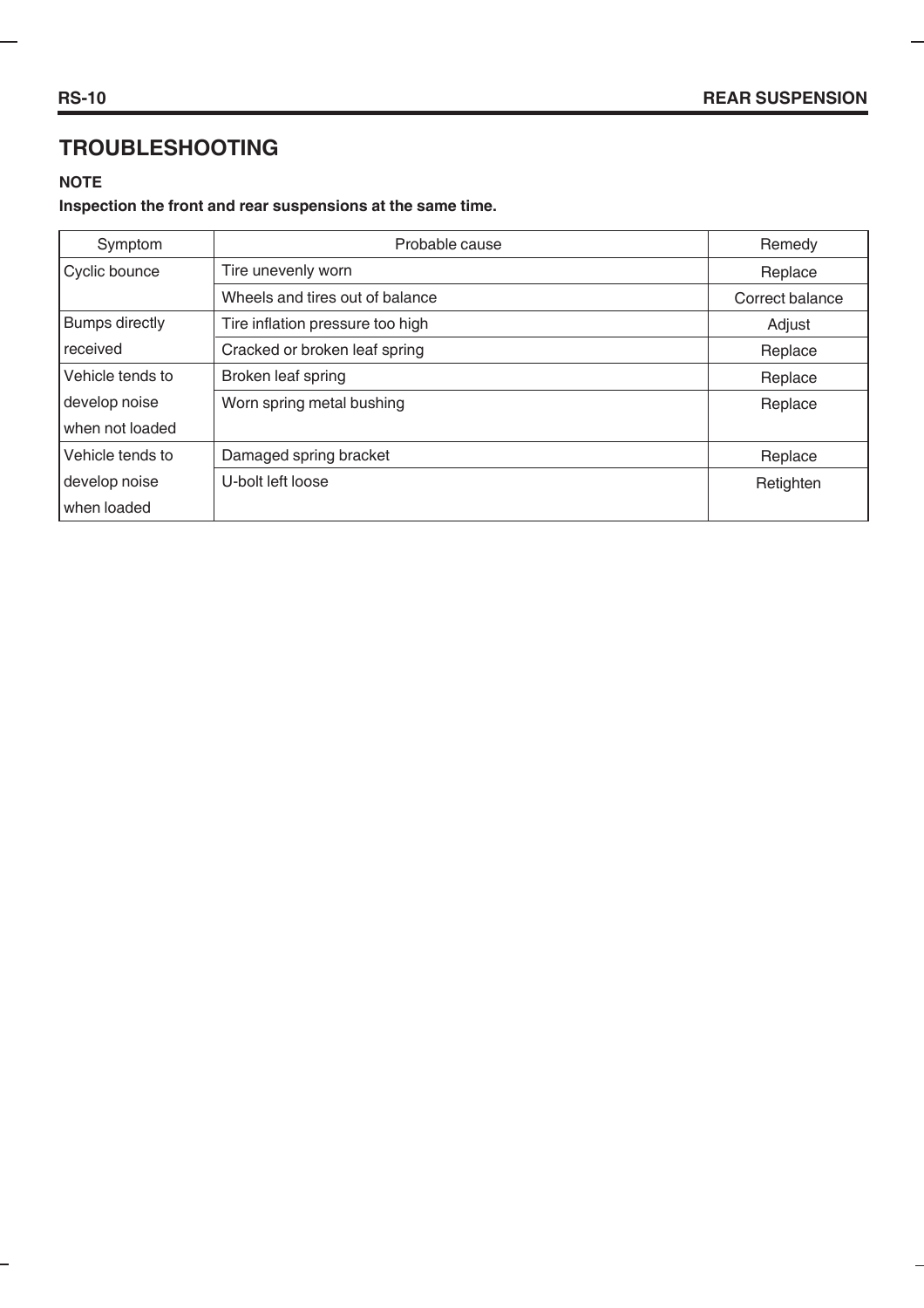## TROUBLESHOOTING

**NOTE**

**Inspection the front and rear suspensions at the same time.**

| Symptom | Probable cause | Remedy |
|---|---|---|
| Cyclic bounce | Tire unevenly worn | Replace |
| | Wheels and tires out of balance | Correct balance |
| Bumps directly received | Tire inflation pressure too high | Adjust |
| | Cracked or broken leaf spring | Replace |
| Vehicle tends to develop noise when not loaded | Broken leaf spring | Replace |
| | Worn spring metal bushing | Replace |
| Vehicle tends to develop noise when loaded | Damaged spring bracket | Replace |
| | U-bolt left loose | Retighten |